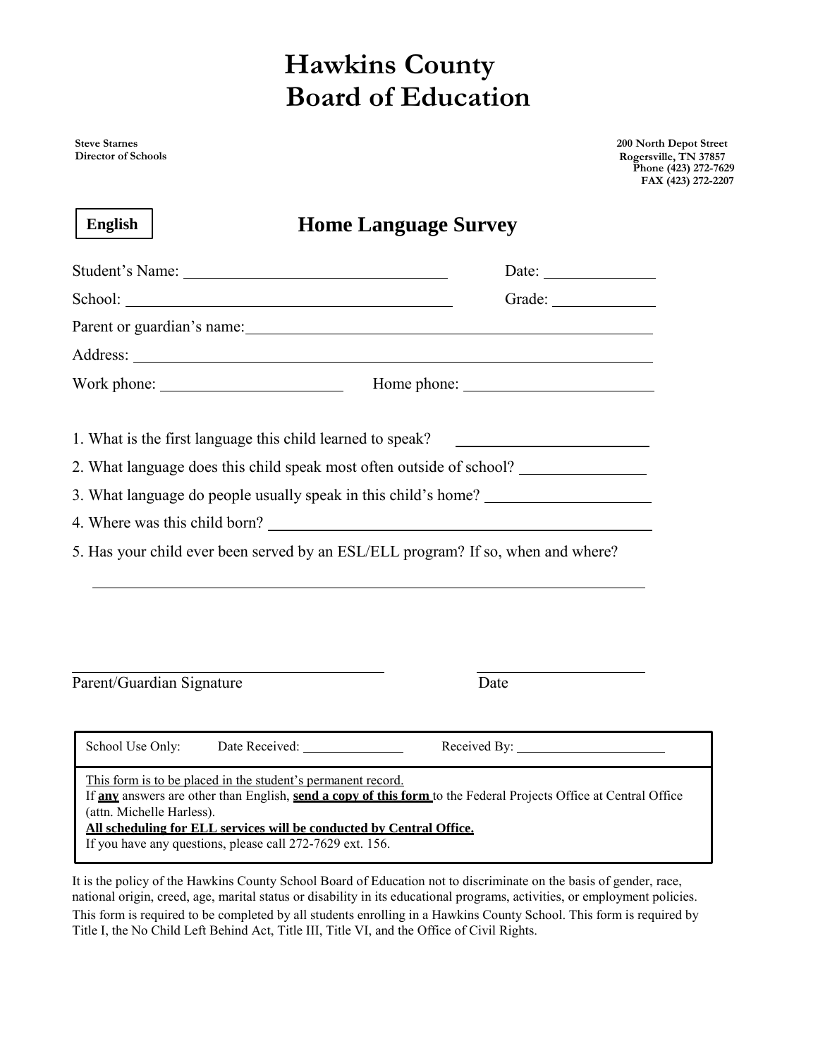# Hawkins County Board of Education

**Steve Starnes**
**Director of Schools**

**200 North Depot Street**
**Rogersville, TN 37857**
**Phone (423) 272-7629**
**FAX (423) 272-2207**

**English**

## Home Language Survey

Student's Name: ______________________________ Date: ____________

School: ____________________________________ Grade: ____________

Parent or guardian's name: ____________________________________________

Address: ________________________________________________________

Work phone: ____________________ Home phone: ____________________

1. What is the first language this child learned to speak? ____________________
2. What language does this child speak most often outside of school? ______________
3. What language do people usually speak in this child's home? __________________
4. Where was this child born? ________________________________________
5. Has your child ever been served by an ESL/ELL program? If so, when and where?

______________________________________________________________

______________________________________ ____________________

Parent/Guardian Signature Date

---

School Use Only: Date Received: ______________ Received By: ____________________

This form is to be placed in the student's permanent record.
If **any** answers are other than English, **send a copy of this form** to the Federal Projects Office at Central Office (attn. Michelle Harless).
**All scheduling for ELL services will be conducted by Central Office.**
If you have any questions, please call 272-7629 ext. 156.

---

It is the policy of the Hawkins County School Board of Education not to discriminate on the basis of gender, race, national origin, creed, age, marital status or disability in its educational programs, activities, or employment policies. This form is required to be completed by all students enrolling in a Hawkins County School. This form is required by Title I, the No Child Left Behind Act, Title III, Title VI, and the Office of Civil Rights.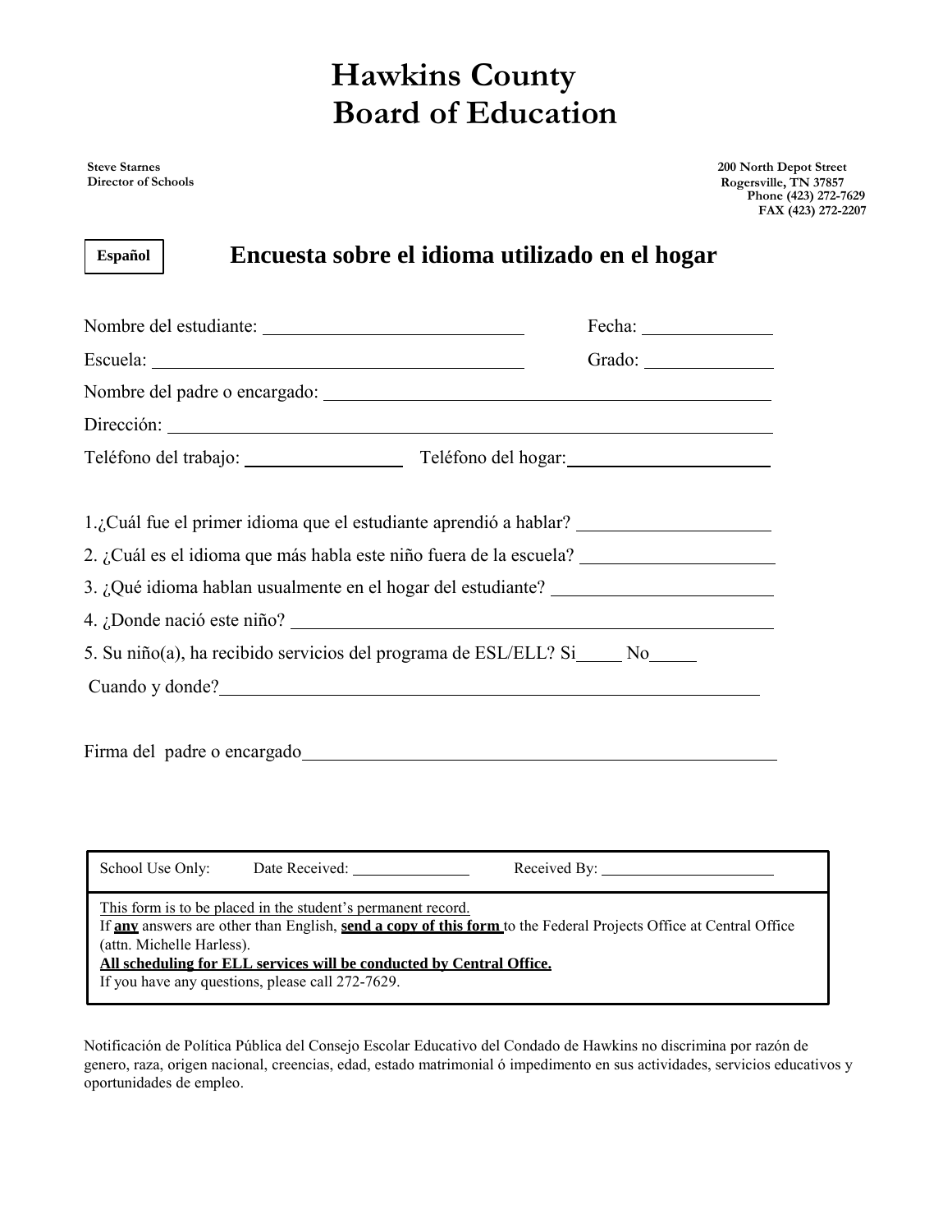# Hawkins County Board of Education

**Steve Starnes**
**Director of Schools**

**200 North Depot Street**
**Rogersville, TN 37857**
**Phone (423) 272-7629**
**FAX (423) 272-2207**

**Español**

## Encuesta sobre el idioma utilizado en el hogar

Nombre del estudiante: ____________________________ Fecha: ______________

Escuela: ________________________________________ Grado: ______________

Nombre del padre o encargado: ____________________________________________

Dirección: ______________________________________________________________

Teléfono del trabajo: _________________ Teléfono del hogar: _____________________

1.¿Cuál fue el primer idioma que el estudiante aprendió a hablar? ____________________

2. ¿Cuál es el idioma que más habla este niño fuera de la escuela? ____________________

3. ¿Qué idioma hablan usualmente en el hogar del estudiante? _______________________

4. ¿Donde nació este niño? ______________________________________________

5. Su niño(a), ha recibido servicios del programa de ESL/ELL? Si_____ No_____

Cuando y donde?_____________________________________________________________

Firma del padre o encargado_____________________________________________________

---

School Use Only: Date Received: _______________ Received By: ______________________

This form is to be placed in the student's permanent record.
If **any** answers are other than English, **send a copy of this form** to the Federal Projects Office at Central Office (attn. Michelle Harless).
**All scheduling for ELL services will be conducted by Central Office.**
If you have any questions, please call 272-7629.

---

Notificación de Política Pública del Consejo Escolar Educativo del Condado de Hawkins no discrimina por razón de genero, raza, origen nacional, creencias, edad, estado matrimonial ó impedimento en sus actividades, servicios educativos y oportunidades de empleo.